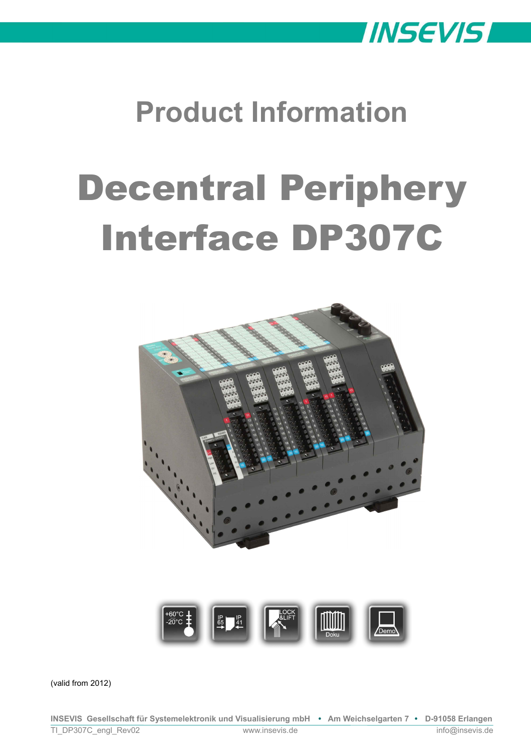# Product Information

# Decentral Periphery Interface DP307C

(valid from 2012)

**INSEVIS Gesellschaft für Systemelektronik und Visualisierung mbH • Am Weichselgarten 7 • D-91058 Erlangen**

TI_DP307C_engl_Rev02 www.insevis.de info@insevis.de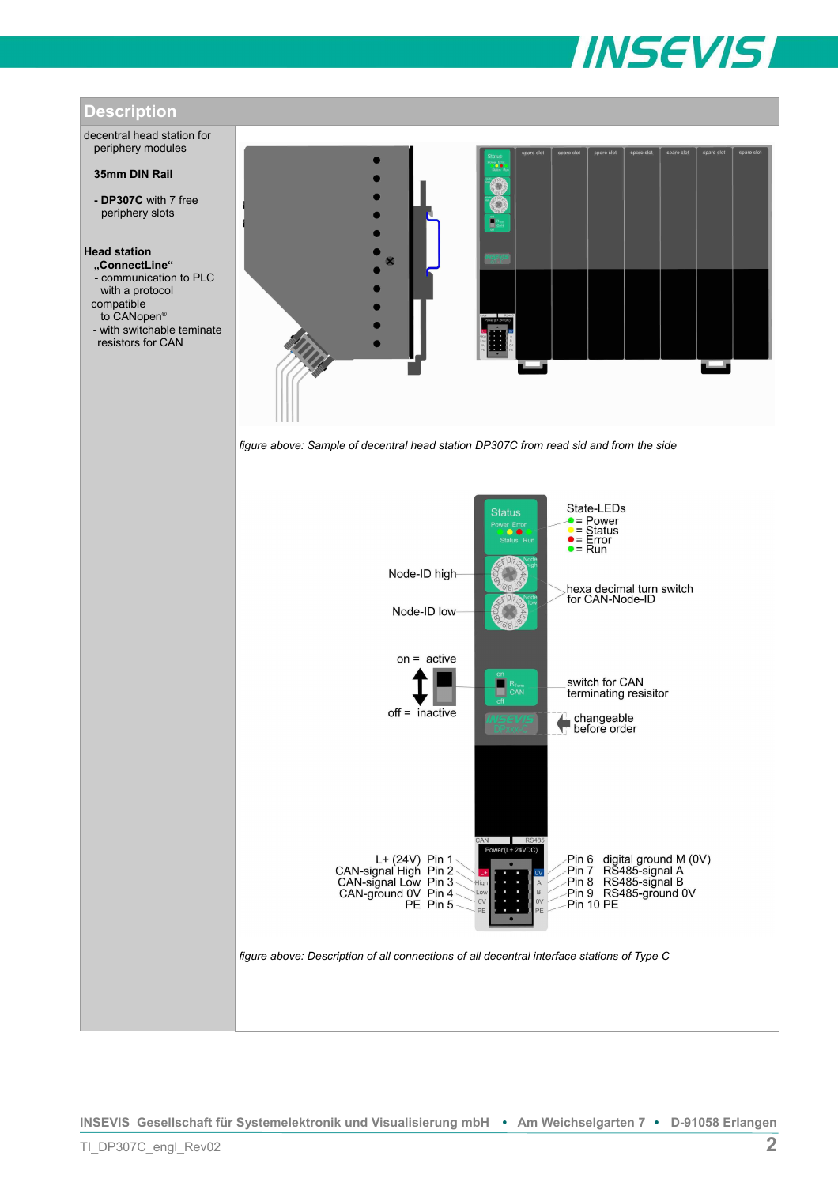## Description

decentral head station for periphery modules

**35mm DIN Rail**

- **DP307C** with 7 free periphery slots

**Head station „ConnectLine“**
- communication to PLC with a protocol compatible to CANopen®
- with switchable teminate resistors for CAN

*figure above: Sample of decentral head station DP307C from read sid and from the side*

State-LEDs
- = Power
- = Status
- = Error
- = Run

Node-ID high

Node-ID low

hexa decimal turn switch for CAN-Node-ID

on = active

off = inactive

switch for CAN terminating resisitor

changeable before order

| | |
|---|---|
| L+ (24V) | Pin 1 |
| CAN-signal High | Pin 2 |
| CAN-signal Low | Pin 3 |
| CAN-ground 0V | Pin 4 |
| PE | Pin 5 |
| Pin 6 | digital ground M (0V) |
| Pin 7 | RS485-signal A |
| Pin 8 | RS485-signal B |
| Pin 9 | RS485-ground 0V |
| Pin 10 | PE |

*figure above: Description of all connections of all decentral interface stations of Type C*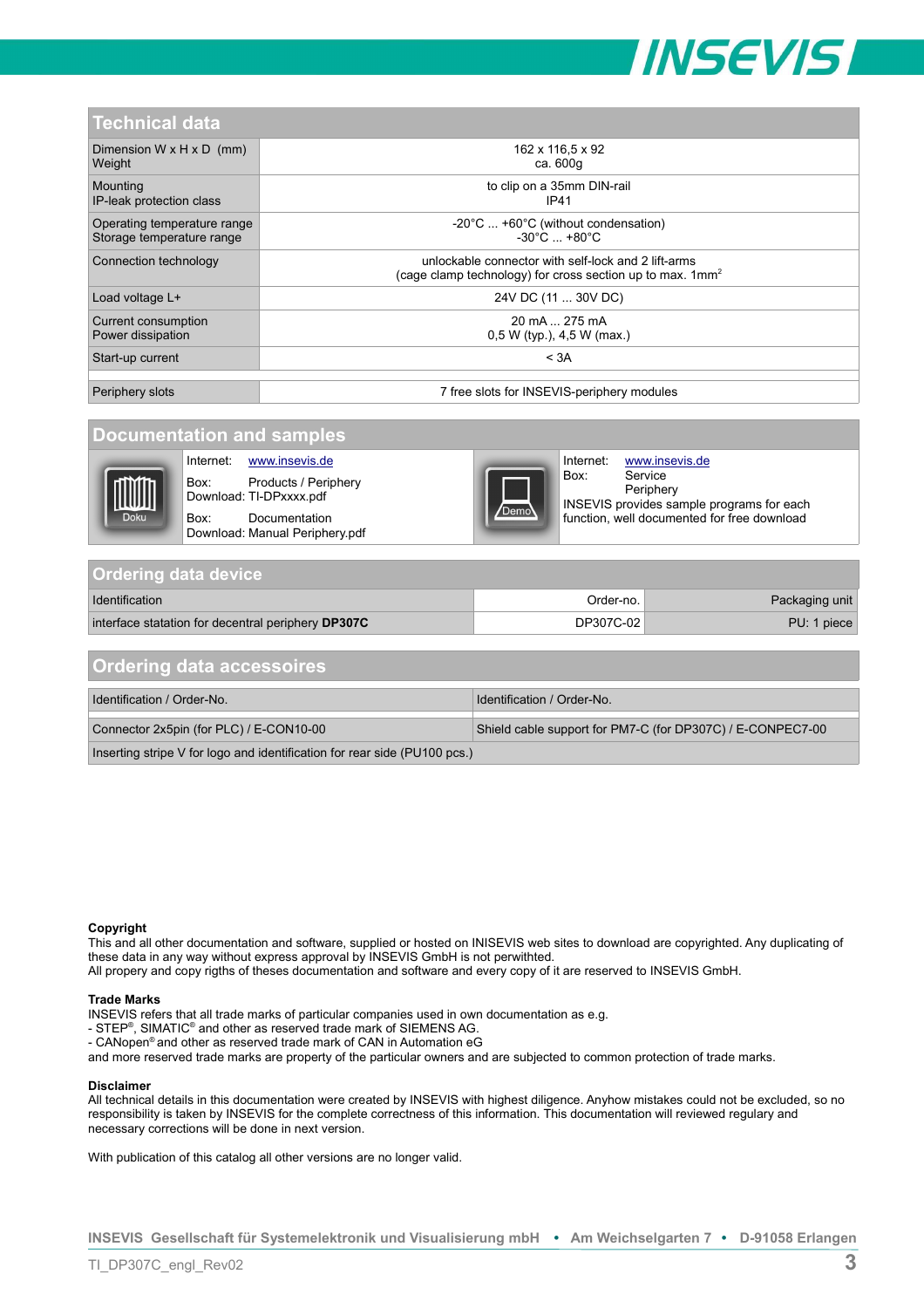## Technical data

| | |
|---|---|
| Dimension W x H x D (mm)<br>Weight | 162 x 116,5 x 92<br>ca. 600g |
| Mounting<br>IP-leak protection class | to clip on a 35mm DIN-rail<br>IP41 |
| Operating temperature range<br>Storage temperature range | -20°C ... +60°C (without condensation)<br>-30°C ... +80°C |
| Connection technology | unlockable connector with self-lock and 2 lift-arms<br>(cage clamp technology) for cross section up to max. 1mm² |
| Load voltage L+ | 24V DC (11 ... 30V DC) |
| Current consumption<br>Power dissipation | 20 mA ... 275 mA<br>0,5 W (typ.), 4,5 W (max.) |
| Start-up current | < 3A |
| | |
| Periphery slots | 7 free slots for INSEVIS-periphery modules |

## Documentation and samples

Doku

Internet: www.insevis.de
Box: Products / Periphery
Download: TI-DPxxxx.pdf
Box: Documentation
Download: Manual Periphery.pdf

Demo

Internet: www.insevis.de
Box: Service
Periphery
INSEVIS provides sample programs for each function, well documented for free download

## Ordering data device

| Identification | Order-no. | Packaging unit |
|---|---|---|
| interface statation for decentral periphery **DP307C** | DP307C-02 | PU: 1 piece |

## Ordering data accessoires

| Identification / Order-No. | Identification / Order-No. |
|---|---|
| Connector 2x5pin (for PLC) / E-CON10-00 | Shield cable support for PM7-C (for DP307C) / E-CONPEC7-00 |
| Inserting stripe V for logo and identification for rear side (PU100 pcs.) | |

**Copyright**
This and all other documentation and software, supplied or hosted on INISEVIS web sites to download are copyrighted. Any duplicating of these data in any way without express approval by INSEVIS GmbH is not perwithted.
All propery and copy rigths of theses documentation and software and every copy of it are reserved to INSEVIS GmbH.

**Trade Marks**
INSEVIS refers that all trade marks of particular companies used in own documentation as e.g.
- STEP®, SIMATIC® and other as reserved trade mark of SIEMENS AG.
- CANopen® and other as reserved trade mark of CAN in Automation eG
and more reserved trade marks are property of the particular owners and are subjected to common protection of trade marks.

**Disclaimer**
All technical details in this documentation were created by INSEVIS with highest diligence. Anyhow mistakes could not be excluded, so no responsibility is taken by INSEVIS for the complete correctness of this information. This documentation will reviewed regulary and necessary corrections will be done in next version.

With publication of this catalog all other versions are no longer valid.

INSEVIS Gesellschaft für Systemelektronik und Visualisierung mbH • Am Weichselgarten 7 • D-91058 Erlangen

TI_DP307C_engl_Rev02